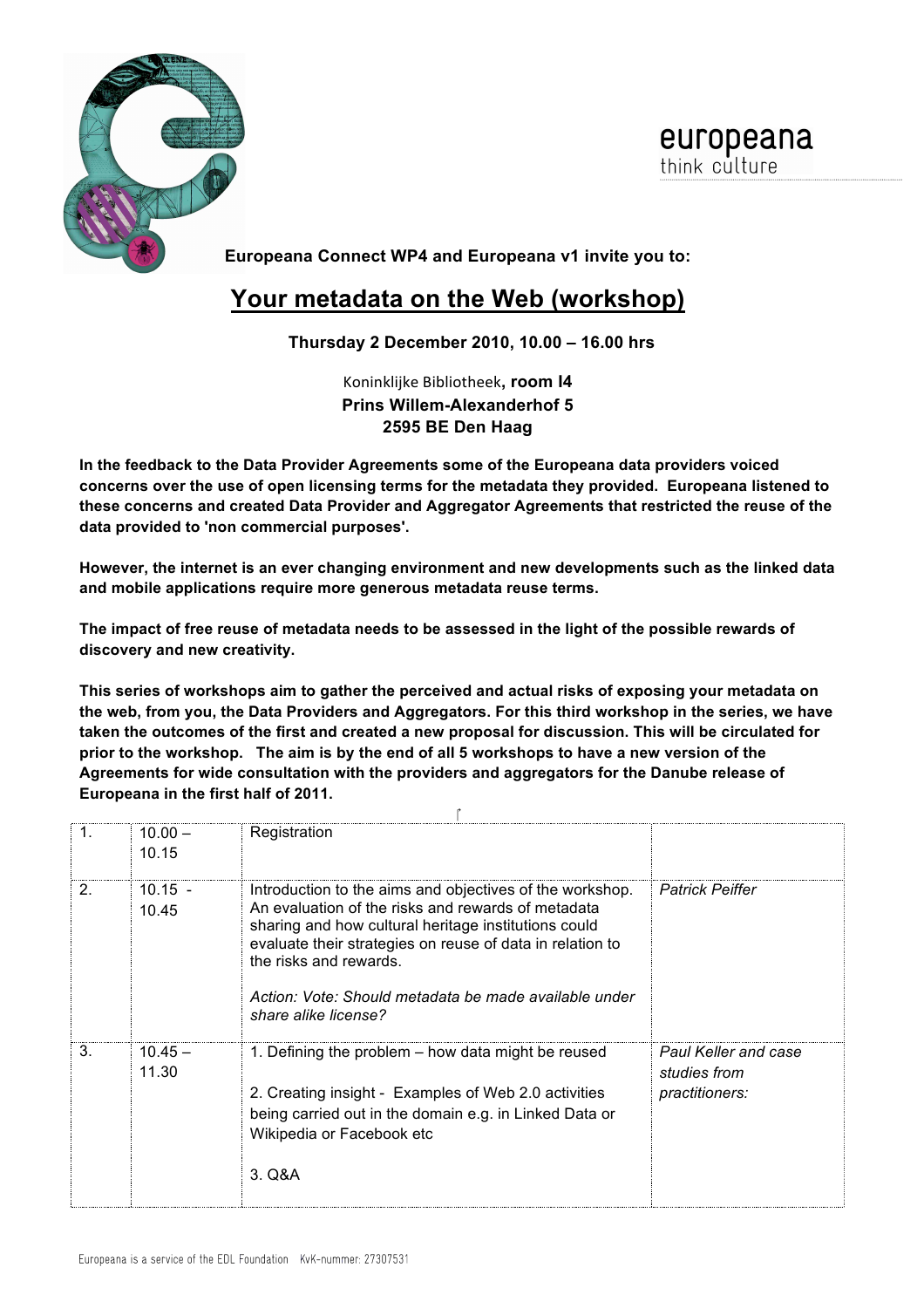europeana
think culture

**Europeana Connect WP4 and Europeana v1 invite you to:**

# Your metadata on the Web (workshop)

**Thursday 2 December 2010, 10.00 – 16.00 hrs**

Koninklijke Bibliotheek**, room I4**
**Prins Willem-Alexanderhof 5**
**2595 BE Den Haag**

**In the feedback to the Data Provider Agreements some of the Europeana data providers voiced concerns over the use of open licensing terms for the metadata they provided. Europeana listened to these concerns and created Data Provider and Aggregator Agreements that restricted the reuse of the data provided to 'non commercial purposes'.**

**However, the internet is an ever changing environment and new developments such as the linked data and mobile applications require more generous metadata reuse terms.**

**The impact of free reuse of metadata needs to be assessed in the light of the possible rewards of discovery and new creativity.**

**This series of workshops aim to gather the perceived and actual risks of exposing your metadata on the web, from you, the Data Providers and Aggregators. For this third workshop in the series, we have taken the outcomes of the first and created a new proposal for discussion. This will be circulated for prior to the workshop. The aim is by the end of all 5 workshops to have a new version of the Agreements for wide consultation with the providers and aggregators for the Danube release of Europeana in the first half of 2011.**

| | | | |
|---|---|---|---|
| 1. | 10.00 – 10.15 | Registration | |
| 2. | 10.15 - 10.45 | Introduction to the aims and objectives of the workshop. An evaluation of the risks and rewards of metadata sharing and how cultural heritage institutions could evaluate their strategies on reuse of data in relation to the risks and rewards.<br><br>*Action: Vote: Should metadata be made available under share alike license?* | *Patrick Peiffer* |
| 3. | 10.45 – 11.30 | 1. Defining the problem – how data might be reused<br><br>2. Creating insight - Examples of Web 2.0 activities being carried out in the domain e.g. in Linked Data or Wikipedia or Facebook etc<br><br>3. Q&A | *Paul Keller and case studies from practitioners:* |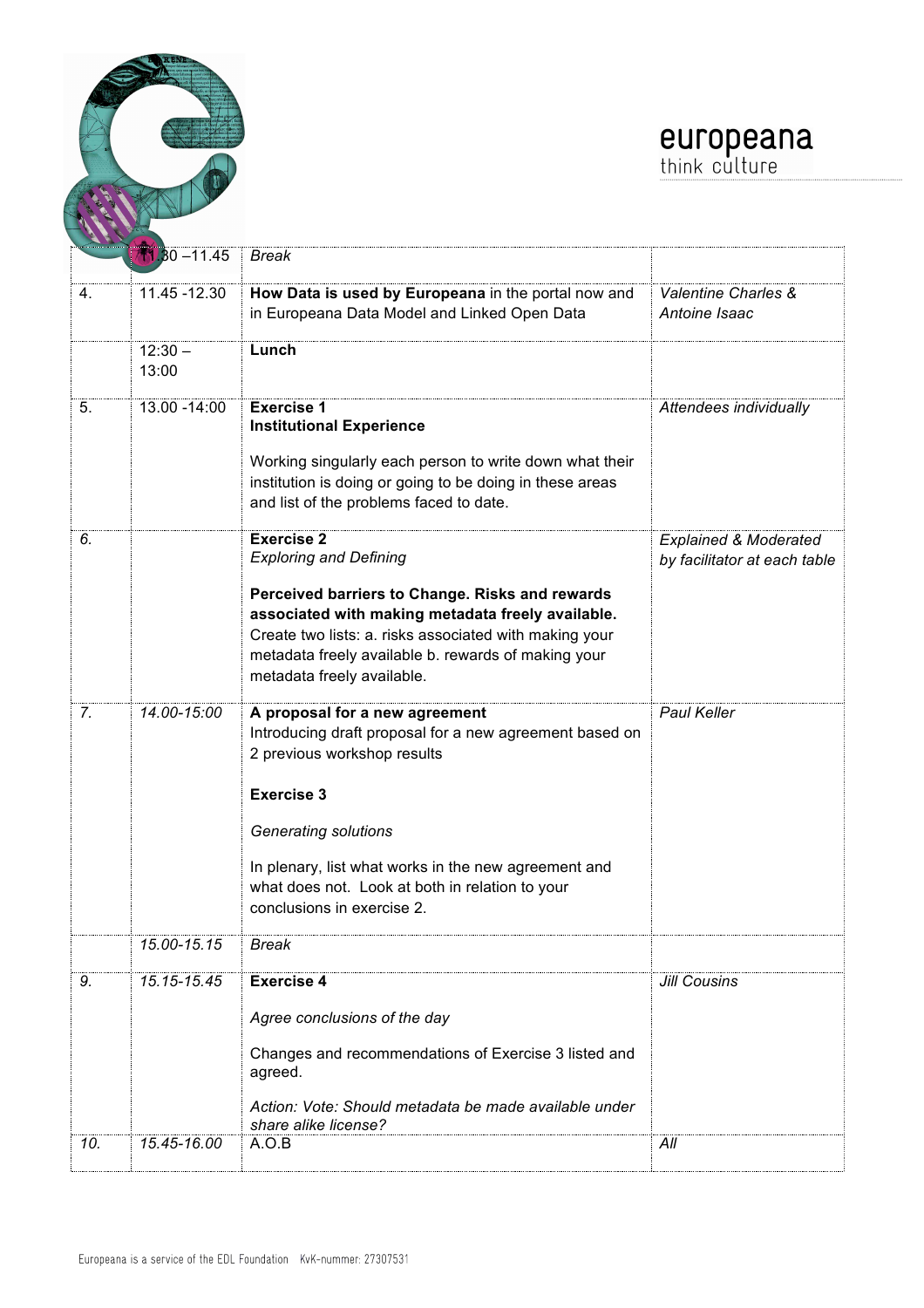europeana
think culture

| | | | |
|---|---|---|---|
| | 11.30 –11.45 | *Break* | |
| 4. | 11.45 -12.30 | **How Data is used by Europeana** in the portal now and in Europeana Data Model and Linked Open Data | *Valentine Charles & Antoine Isaac* |
| | 12:30 – 13:00 | **Lunch** | |
| 5. | 13.00 -14:00 | **Exercise 1**<br>**Institutional Experience**<br><br>Working singularly each person to write down what their institution is doing or going to be doing in these areas and list of the problems faced to date. | *Attendees individually* |
| *6.* | | **Exercise 2**<br>*Exploring and Defining*<br><br>**Perceived barriers to Change. Risks and rewards associated with making metadata freely available.** Create two lists: a. risks associated with making your metadata freely available b. rewards of making your metadata freely available. | *Explained & Moderated by facilitator at each table* |
| *7.* | *14.00-15:00* | **A proposal for a new agreement**<br>Introducing draft proposal for a new agreement based on 2 previous workshop results<br><br>**Exercise 3**<br><br>*Generating solutions*<br><br>In plenary, list what works in the new agreement and what does not. Look at both in relation to your conclusions in exercise 2. | *Paul Keller* |
| | *15.00-15.15* | *Break* | |
| *9.* | *15.15-15.45* | **Exercise 4**<br><br>*Agree conclusions of the day*<br><br>Changes and recommendations of Exercise 3 listed and agreed.<br><br>*Action: Vote: Should metadata be made available under share alike license?* | *Jill Cousins* |
| *10.* | *15.45-16.00* | A.O.B | *All* |

Europeana is a service of the EDL Foundation KvK-nummer: 27307531